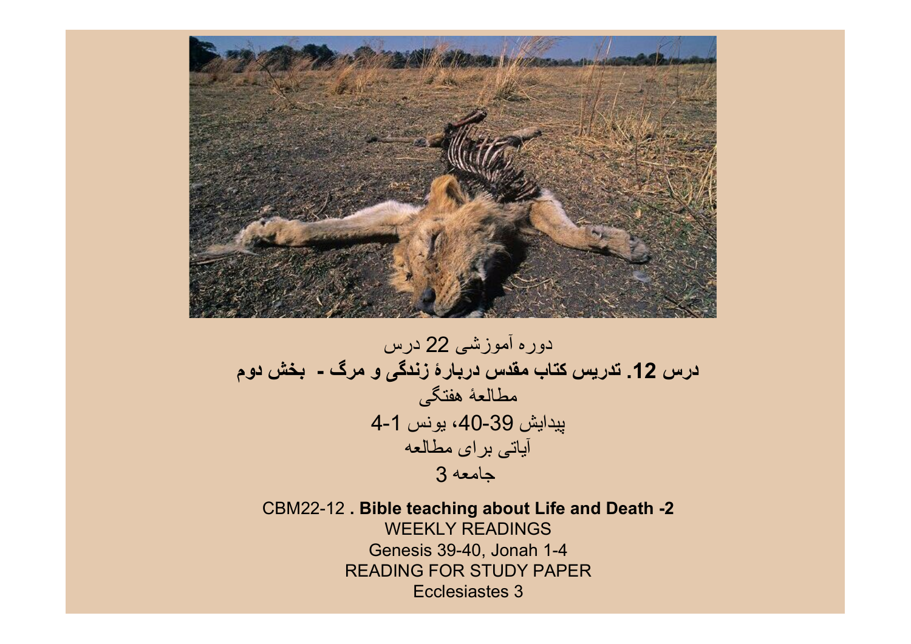دوره آموزشی 22 درس

**درس 12. تدریس کتاب مقدس دربارهٔ زندگی و مرگ - بخش دوم**

مطالعهٔ هفتگی

پیدایش 39-40، یونس 1-4

آیاتی برای مطالعه

جامعه 3

CBM22-12 **. Bible teaching about Life and Death -2**

WEEKLY READINGS

Genesis 39-40, Jonah 1-4

READING FOR STUDY PAPER

Ecclesiastes 3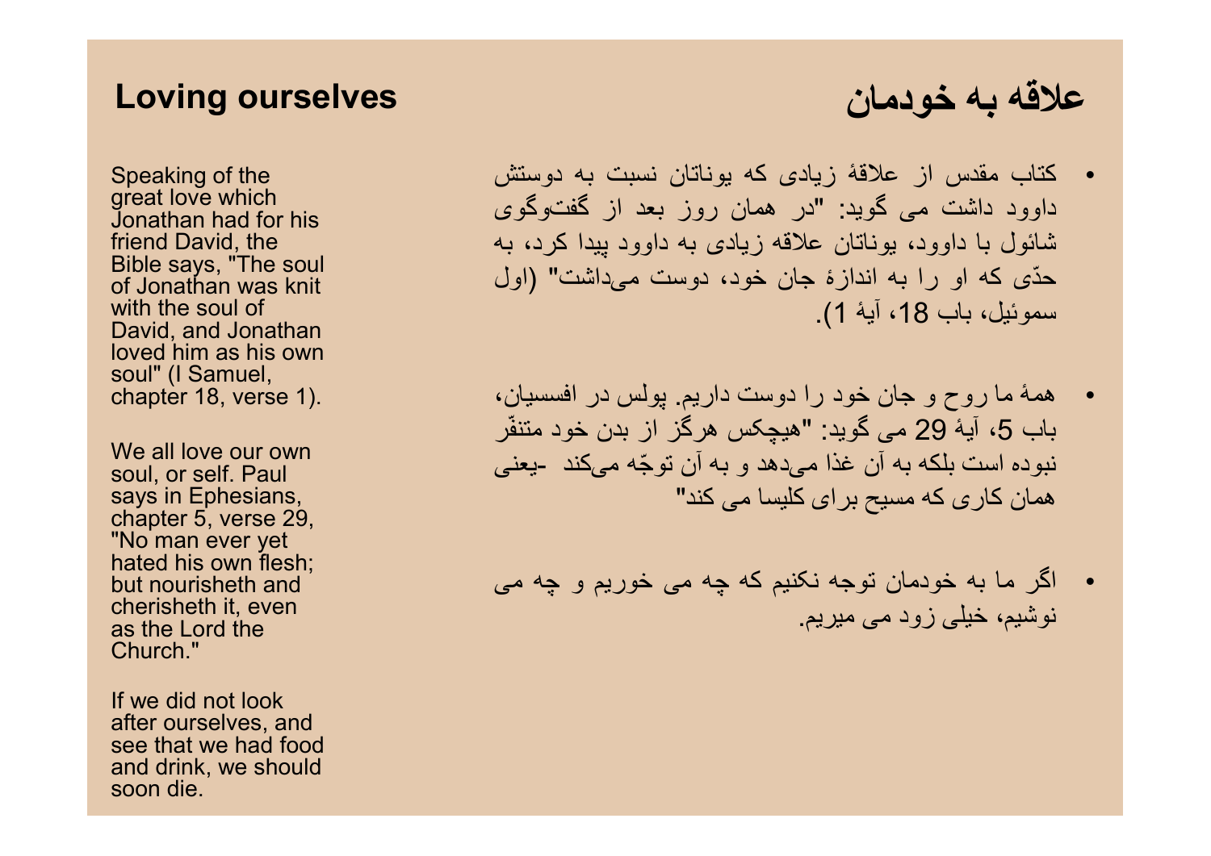## Loving ourselves

Speaking of the great love which Jonathan had for his friend David, the Bible says, "The soul of Jonathan was knit with the soul of David, and Jonathan loved him as his own soul" (I Samuel, chapter 18, verse 1).

We all love our own soul, or self. Paul says in Ephesians, chapter 5, verse 29, "No man ever yet hated his own flesh; but nourisheth and cherisheth it, even as the Lord the Church."

If we did not look after ourselves, and see that we had food and drink, we should soon die.

## علاقه به خودمان

- کتاب مقدس از علاقهٔ زیادی که یوناتان نسبت به دوستش داوود داشت می گوید: "در همان روز بعد از گفت‌وگوی شائول با داوود، یوناتان علاقه زیادی به داوود پیدا کرد، به حدّی که او را به اندازهٔ جان خود، دوست می‌داشت" (اول سموئیل، باب 18، آیهٔ 1).

- همهٔ ما روح و جان خود را دوست داریم. پولس در افسسیان، باب 5، آیهٔ 29 می گوید: "هیچکس هرگز از بدن خود متنفّر نبوده است بلکه به آن غذا می‌دهد و به آن توجّه می‌کند -یعنی همان کاری که مسیح برای کلیسا می کند"

- اگر ما به خودمان توجه نکنیم که چه می خوریم و چه می نوشیم، خیلی زود می میریم.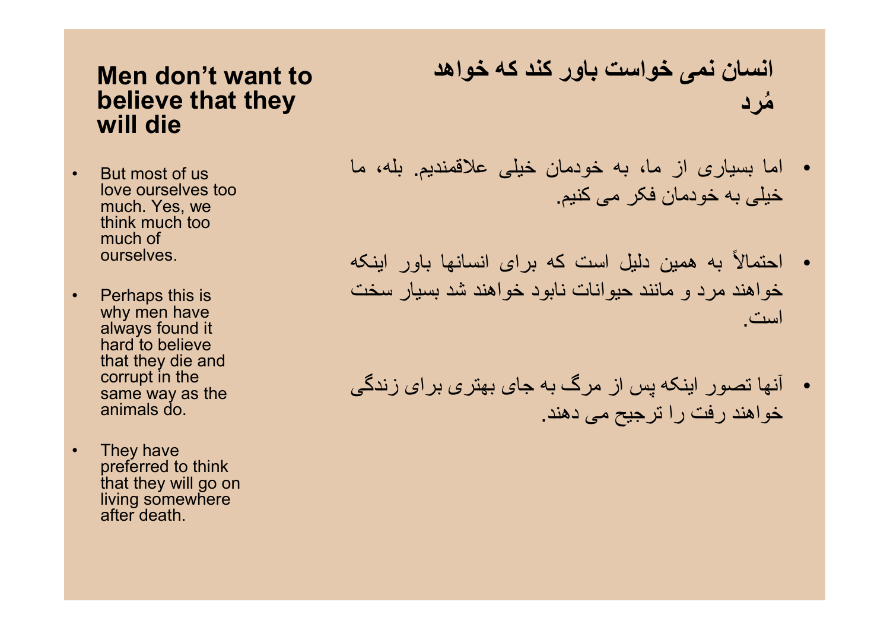## Men don’t want to believe that they will die

- But most of us love ourselves too much. Yes, we think much too much of ourselves.
- Perhaps this is why men have always found it hard to believe that they die and corrupt in the same way as the animals do.
- They have preferred to think that they will go on living somewhere after death.

## انسان نمی خواست باور کند که خواهد مُرد

- اما بسیاری از ما، به خودمان خیلی علاقمندیم. بله، ما خیلی به خودمان فکر می کنیم.
- احتمالاً به همین دلیل است که برای انسانها باور اینکه خواهند مرد و مانند حیوانات نابود خواهند شد بسیار سخت است.
- آنها تصور اینکه پس از مرگ به جای بهتری برای زندگی خواهند رفت را ترجیح می دهند.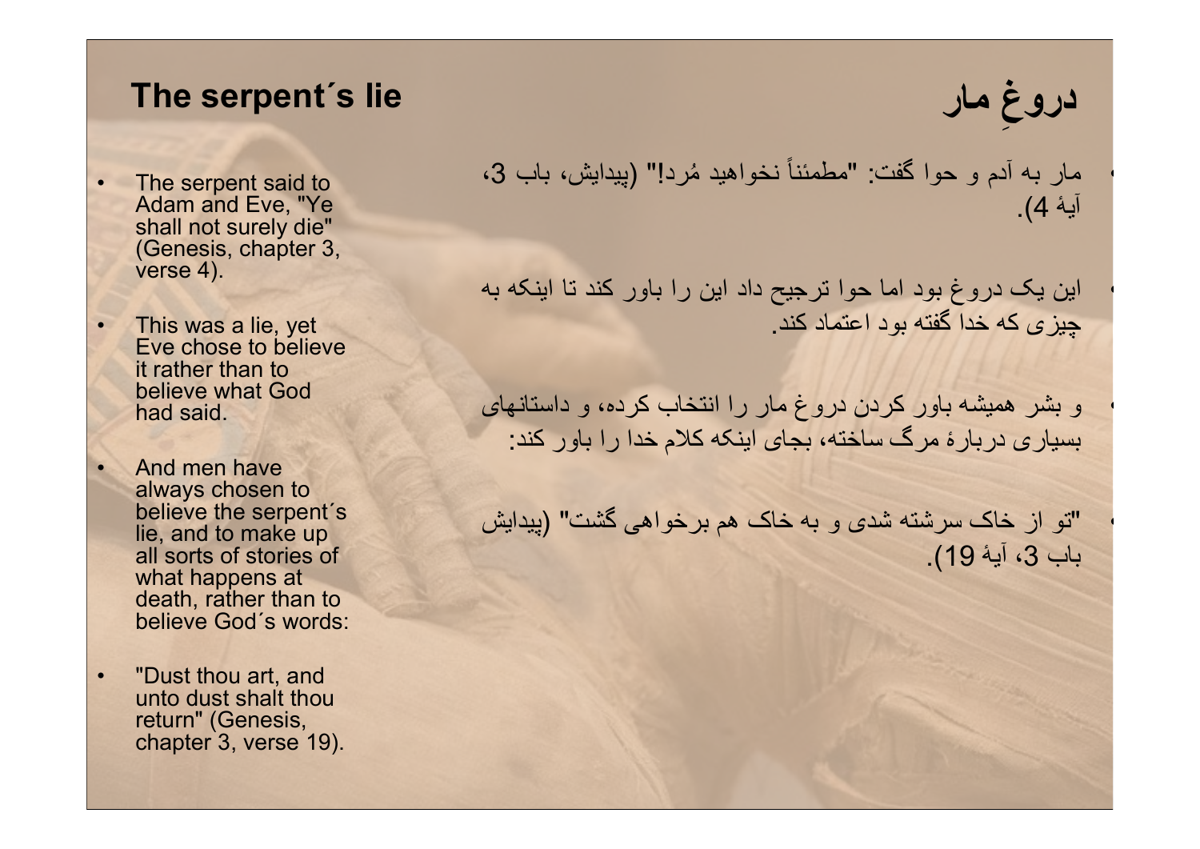## The serpent´s lie

- The serpent said to Adam and Eve, "Ye shall not surely die" (Genesis, chapter 3, verse 4).
- This was a lie, yet Eve chose to believe it rather than to believe what God had said.
- And men have always chosen to believe the serpent´s lie, and to make up all sorts of stories of what happens at death, rather than to believe God´s words:
- "Dust thou art, and unto dust shalt thou return" (Genesis, chapter 3, verse 19).

## دروغِ مار

- مار به آدم و حوا گفت: "مطمئناً نخواهید مُردا!" (پیدایش، باب 3، آیهٔ 4).
- این یک دروغ بود اما حوا ترجیح داد این را باور کند تا اینکه به چیزی که خدا گفته بود اعتماد کند.
- و بشر همیشه باور کردن دروغ مار را انتخاب کرده، و داستانهای بسیاری دربارهٔ مرگ ساخته، بجای اینکه کلام خدا را باور کند:
- "تو از خاک سرشته شدی و به خاک هم برخواهی گشت" (پیدایش باب 3، آیهٔ 19).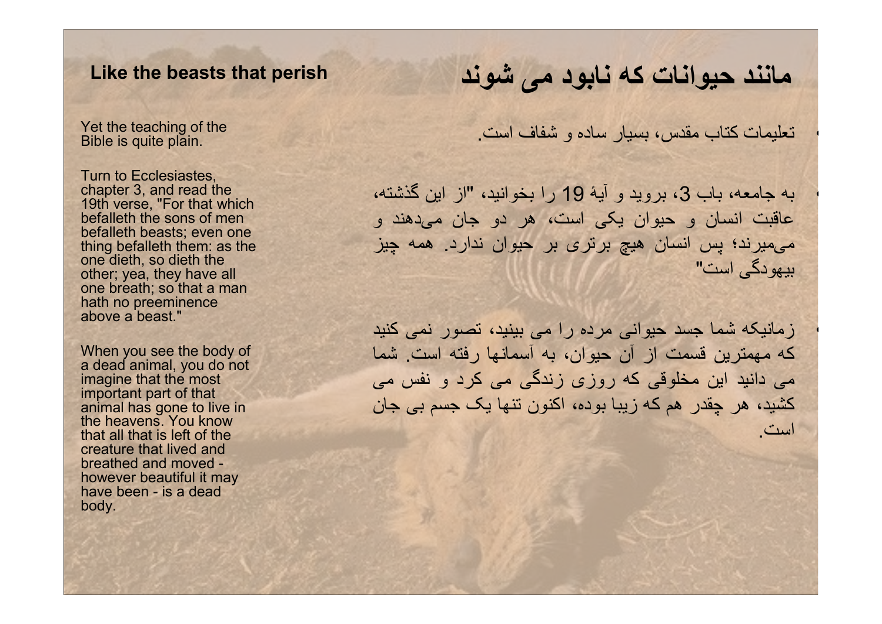## Like the beasts that perish

Yet the teaching of the Bible is quite plain.

Turn to Ecclesiastes, chapter 3, and read the 19th verse, "For that which befalleth the sons of men befalleth beasts; even one thing befalleth them: as the one dieth, so dieth the other; yea, they have all one breath; so that a man hath no preeminence above a beast."

When you see the body of a dead animal, you do not imagine that the most important part of that animal has gone to live in the heavens. You know that all that is left of the creature that lived and breathed and moved - however beautiful it may have been - is a dead body.

## مانند حیوانات که نابود می شوند

- تعلیمات کتاب مقدس، بسیار ساده و شفاف است.

- به جامعه، باب 3، بروید و آیهٔ 19 را بخوانید، "از این گذشته، عاقبت انسان و حیوان یکی است، هر دو جان می‌دهند و می‌میرند؛ پس انسان هیچ برتری بر حیوان ندارد. همه چیز بیهودگی است"

- زمانیکه شما جسد حیوانی مرده را می بینید، تصور نمی کنید که مهمترین قسمت از آن حیوان، به آسمانها رفته است. شما می دانید این مخلوقی که روزی زندگی می کرد و نفس می کشید، هر چقدر هم که زیبا بوده، اکنون تنها یک جسم بی جان است.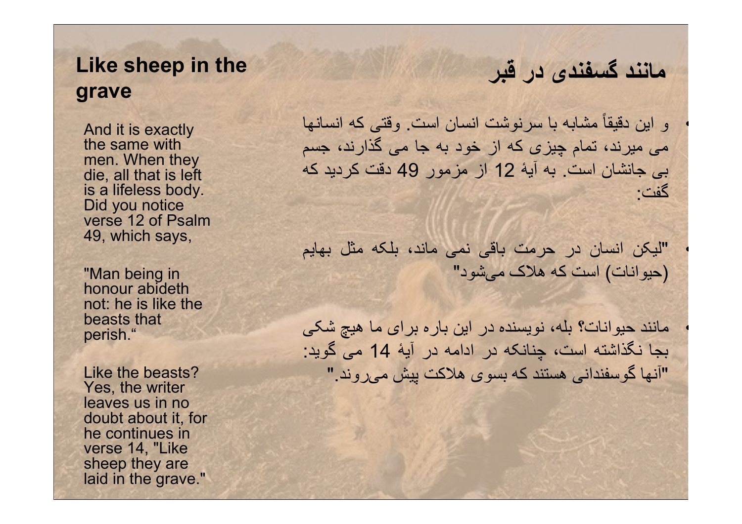## Like sheep in the grave

And it is exactly the same with men. When they die, all that is left is a lifeless body. Did you notice verse 12 of Psalm 49, which says,

"Man being in honour abideth not: he is like the beasts that perish."

Like the beasts? Yes, the writer leaves us in no doubt about it, for he continues in verse 14, "Like sheep they are laid in the grave."

## مانند گسفندی در قبر

- و این دقیقاً مشابه با سرنوشت انسان است. وقتی که انسانها می میرند، تمام چیزی که از خود به جا می گذارند، جسم بی جانشان است. به آیهٔ 12 از مزمور 49 دقت کردید که گفت:
- "لیکن انسان در حرمت باقی نمی ماند، بلکه مثل بهایم (حیوانات) است که هلاک می‌شود"
- مانند حیوانات؟ بله، نویسنده در این باره برای ما هیچ شکی بجا نگذاشته است، چنانکه در ادامه در آیهٔ 14 می گوید: "آنها گوسفندانی هستند که بسوی هلاکت پیش می‌روند."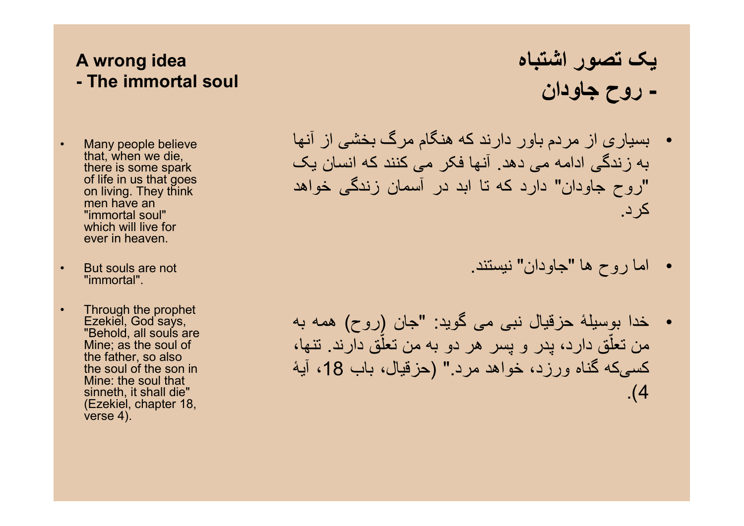## A wrong idea
## - The immortal soul

- Many people believe that, when we die, there is some spark of life in us that goes on living. They think men have an "immortal soul" which will live for ever in heaven.
- But souls are not "immortal".
- Through the prophet Ezekiel, God says, "Behold, all souls are Mine; as the soul of the father, so also the soul of the son in Mine: the soul that sinneth, it shall die" (Ezekiel, chapter 18, verse 4).

## یک تصور اشتباه
## - روح جاودان

- بسیاری از مردم باور دارند که هنگام مرگ بخشی از آنها به زندگی ادامه می دهد. آنها فکر می کنند که انسان یک "روح جاودان" دارد که تا ابد در آسمان زندگی خواهد کرد.
- اما روح ها "جاودان" نیستند.
- خدا بوسیلهٔ حزقیال نبی می گوید: "جان (روح) همه به من تعلّق دارد، پدر و پسر هر دو به من تعلّق دارند. تنها، کسی‌که گناه ورزد، خواهد مرد." (حزقیال، باب 18، آیهٔ 4).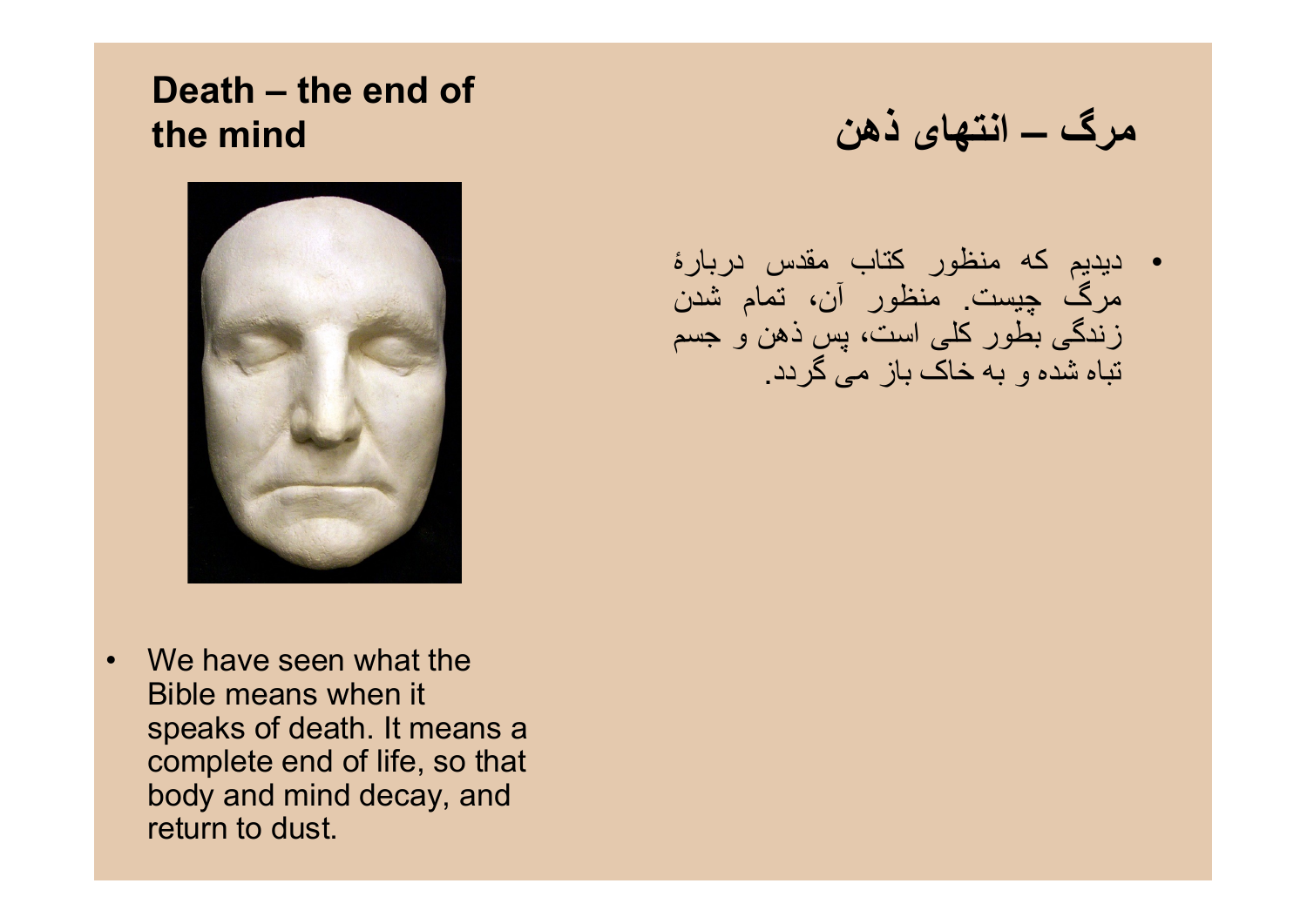## Death – the end of the mind

## مرگ – انتهای ذهن

- We have seen what the Bible means when it speaks of death. It means a complete end of life, so that body and mind decay, and return to dust.

- دیدیم که منظور کتاب مقدس دربارهٔ مرگ چیست. منظور آن، تمام شدن زندگی بطور کلی است، پس ذهن و جسم تباه شده و به خاک باز می گردد.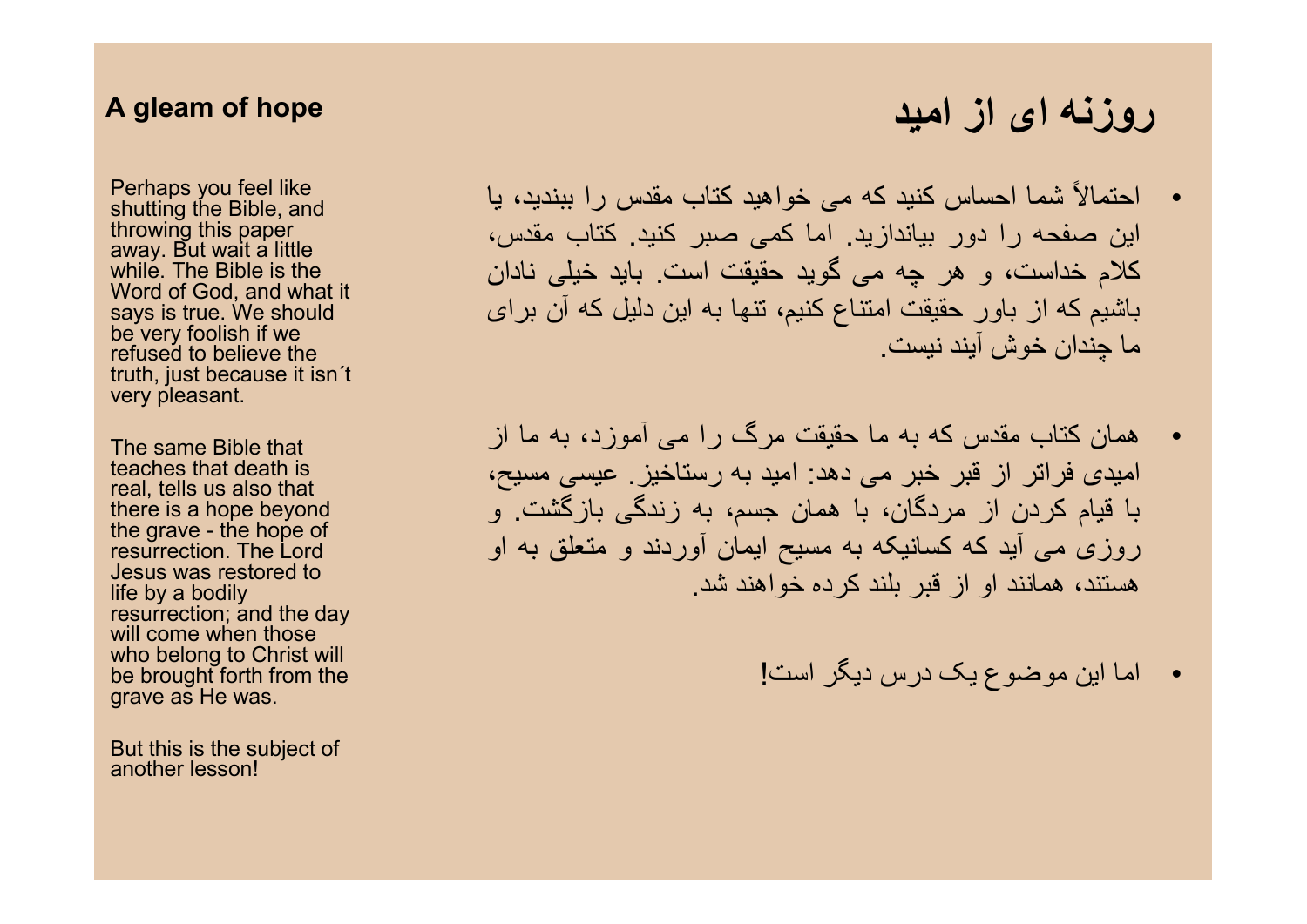## A gleam of hope

Perhaps you feel like shutting the Bible, and throwing this paper away. But wait a little while. The Bible is the Word of God, and what it says is true. We should be very foolish if we refused to believe the truth, just because it isn´t very pleasant.

The same Bible that teaches that death is real, tells us also that there is a hope beyond the grave - the hope of resurrection. The Lord Jesus was restored to life by a bodily resurrection; and the day will come when those who belong to Christ will be brought forth from the grave as He was.

But this is the subject of another lesson!

## روزنه ای از امید

- احتمالاً شما احساس کنید که می خواهید کتاب مقدس را ببندید، یا این صفحه را دور بیاندازید. اما کمی صبر کنید. کتاب مقدس، کلام خداست، و هر چه می گوید حقیقت است. باید خیلی نادان باشیم که از باور حقیقت امتناع کنیم، تنها به این دلیل که آن برای ما چندان خوش آیند نیست.

- همان کتاب مقدس که به ما حقیقت مرگ را می آموزد، به ما از امیدی فراتر از قبر خبر می دهد: امید به رستاخیز. عیسی مسیح، با قیام کردن از مردگان، با همان جسم، به زندگی بازگشت. و روزی می آید که کسانیکه به مسیح ایمان آوردند و متعلق به او هستند، همانند او از قبر بلند کرده خواهند شد.

- اما این موضوع یک درس دیگر است!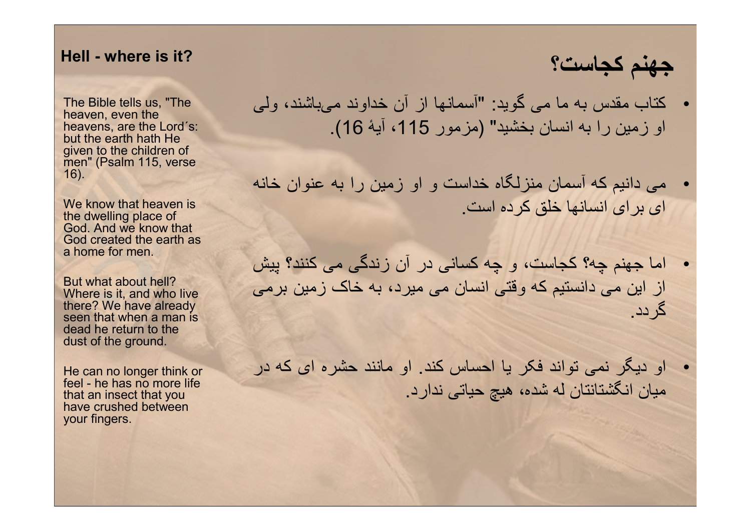## Hell - where is it?

The Bible tells us, "The heaven, even the heavens, are the Lord´s: but the earth hath He given to the children of men" (Psalm 115, verse 16).

We know that heaven is the dwelling place of God. And we know that God created the earth as a home for men.

But what about hell? Where is it, and who live there? We have already seen that when a man is dead he return to the dust of the ground.

He can no longer think or feel - he has no more life that an insect that you have crushed between your fingers.

## جهنم کجاست؟

- کتاب مقدس به ما می گوید: "آسمانها از آن خداوند می‌باشند، ولی او زمین را به انسان بخشید" (مزمور 115، آیهٔ 16).
- می دانیم که آسمان منزلگاه خداست و او زمین را به عنوان خانه ای برای انسانها خلق کرده است.
- اما جهنم چه؟ کجاست، و چه کسانی در آن زندگی می کنند؟ پیش از این می دانستیم که وقتی انسان می میرد، به خاک زمین برمی گردد.
- او دیگر نمی تواند فکر یا احساس کند. او مانند حشره ای که در میان انگشتانتان له شده، هیچ حیاتی ندارد.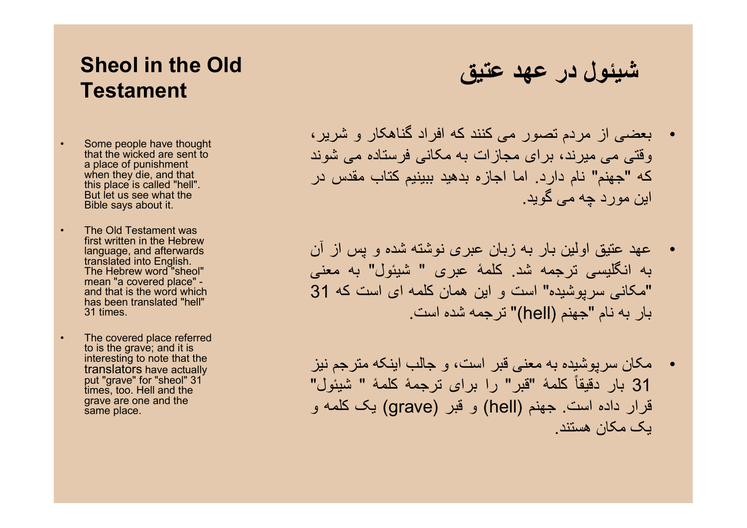## Sheol in the Old Testament

- Some people have thought that the wicked are sent to a place of punishment when they die, and that this place is called "hell". But let us see what the Bible says about it.
- The Old Testament was first written in the Hebrew language, and afterwards translated into English. The Hebrew word "sheol" mean "a covered place" - and that is the word which has been translated "hell" 31 times.
- The covered place referred to is the grave; and it is interesting to note that the translators have actually put "grave" for "sheol" 31 times, too. Hell and the grave are one and the same place.

## شیئول در عهد عتیق

- بعضی از مردم تصور می کنند که افراد گناهکار و شریر، وقتی می میرند، برای مجازات به مکانی فرستاده می شوند که "جهنم" نام دارد. اما اجازه بدهید ببینیم کتاب مقدس در این مورد چه می گوید.
- عهد عتیق اولین بار به زبان عبری نوشته شده و پس از آن به انگلیسی ترجمه شد. کلمۀ عبری " شیئول" به معنی "مکانی سرپوشیده" است و این همان کلمه ای است که 31 بار به نام "جهنم (hell)" ترجمه شده است.
- مکان سرپوشیده به معنی قبر است، و جالب اینکه مترجم نیز 31 بار دقیقاً کلمۀ "قبر" را برای ترجمۀ کلمۀ " شیئول" قرار داده است. جهنم (hell) و قبر (grave) یک کلمه و یک مکان هستند.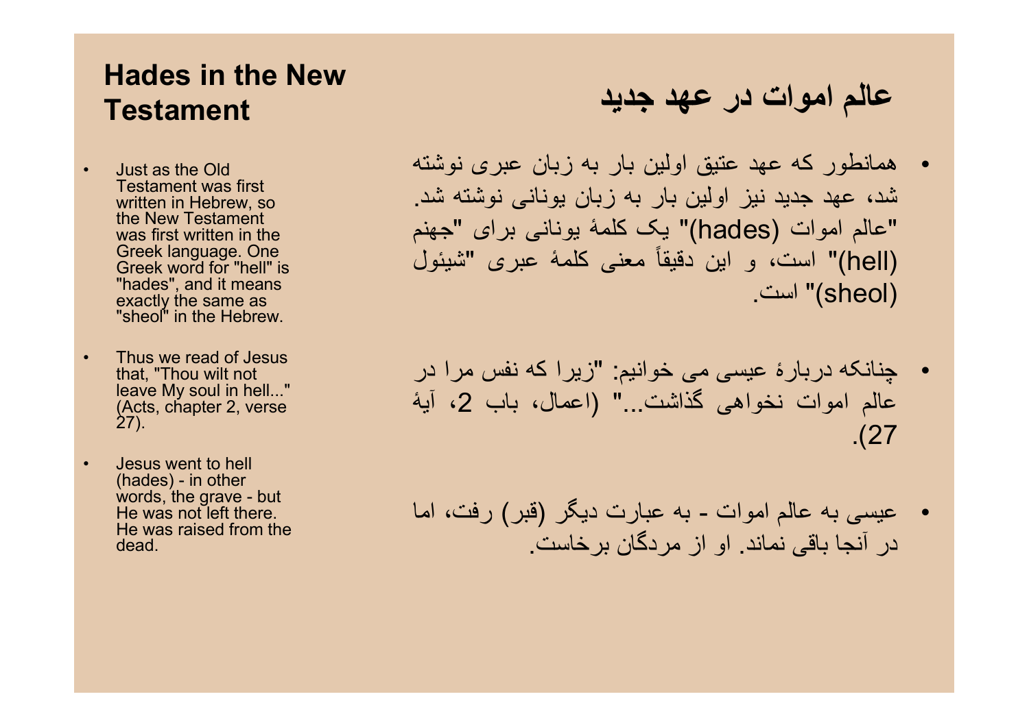## Hades in the New Testament

- Just as the Old Testament was first written in Hebrew, so the New Testament was first written in the Greek language. One Greek word for "hell" is "hades", and it means exactly the same as "sheol" in the Hebrew.
- Thus we read of Jesus that, "Thou wilt not leave My soul in hell..." (Acts, chapter 2, verse 27).
- Jesus went to hell (hades) - in other words, the grave - but He was not left there. He was raised from the dead.

## عالم اموات در عهد جدید

- همانطور که عهد عتیق اولین بار به زبان عبری نوشته شد، عهد جدید نیز اولین بار به زبان یونانی نوشته شد. "عالم اموات (hades)" یک کلمهٔ یونانی برای "جهنم (hell)" است، و این دقیقاً معنی کلمهٔ عبری "شیئول (sheol)" است.
- چنانکه دربارهٔ عیسی می خوانیم: "زیرا که نفس مرا در عالم اموات نخواهی گذاشت..." (اعمال، باب 2، آیهٔ 27).
- عیسی به عالم اموات - به عبارت دیگر (قبر) رفت، اما در آنجا باقی نماند. او از مردگان برخاست.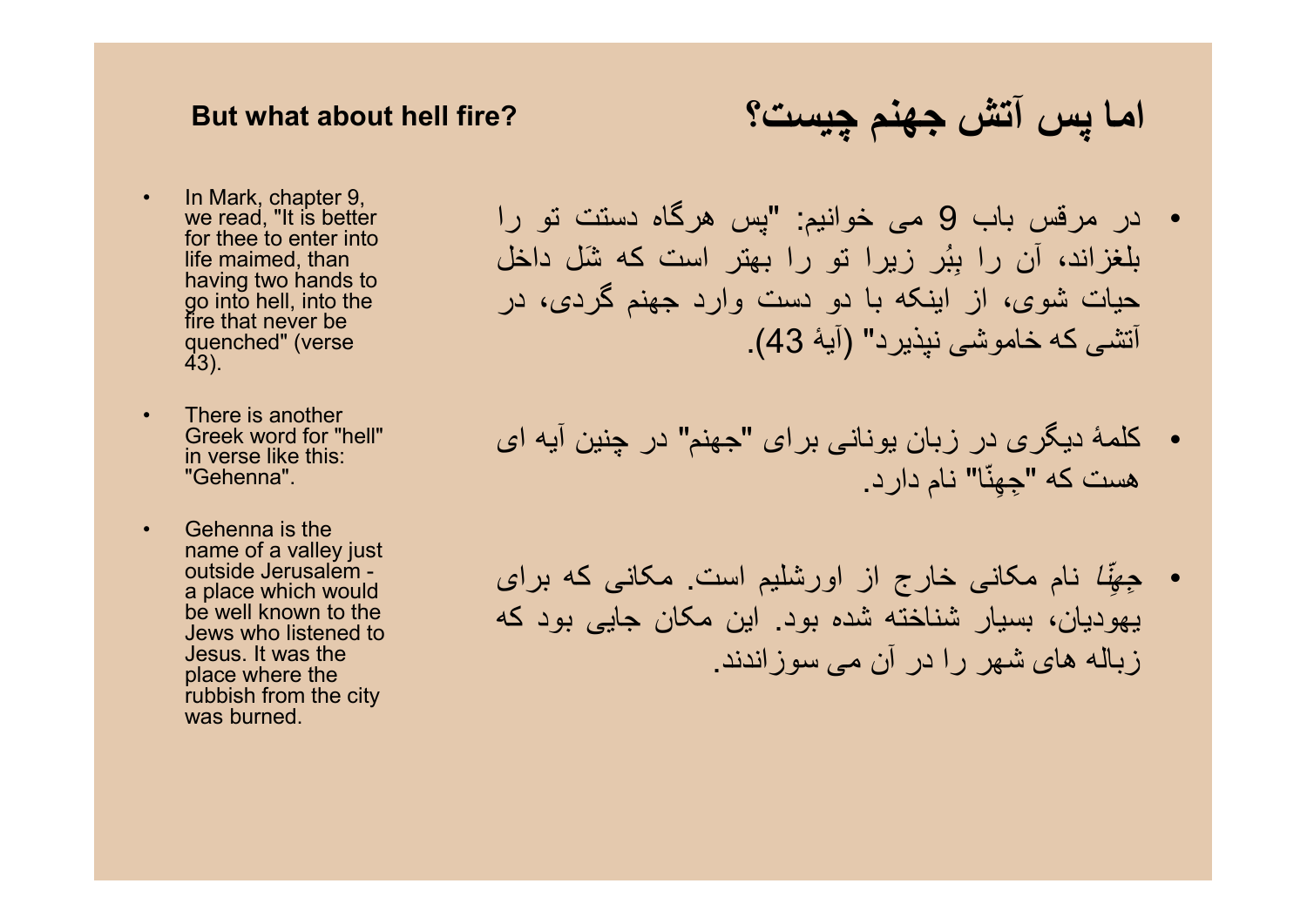## But what about hell fire?

- In Mark, chapter 9, we read, "It is better for thee to enter into life maimed, than having two hands to go into hell, into the fire that never be quenched" (verse 43).
- There is another Greek word for "hell" in verse like this: "Gehenna".
- Gehenna is the name of a valley just outside Jerusalem - a place which would be well known to the Jews who listened to Jesus. It was the place where the rubbish from the city was burned.

## اما پس آتش جهنم چیست؟

- در مرقس باب 9 می خوانیم: "پس هرگاه دستت تو را بلغزاند، آن را بِبُر زیرا تو را بهتر است که شَل داخل حیات شوی، از اینکه با دو دست وارد جهنم گردی، در آتشی که خاموشی نپذیرد" (آیهٔ 43).
- کلمهٔ دیگری در زبان یونانی برای "جهنم" در چنین آیه ای هست که "جِهِنّا" نام دارد.
- *جِهِنّا* نام مکانی خارج از اورشلیم است. مکانی که برای یهودیان، بسیار شناخته شده بود. این مکان جایی بود که زباله های شهر را در آن می سوزاندند.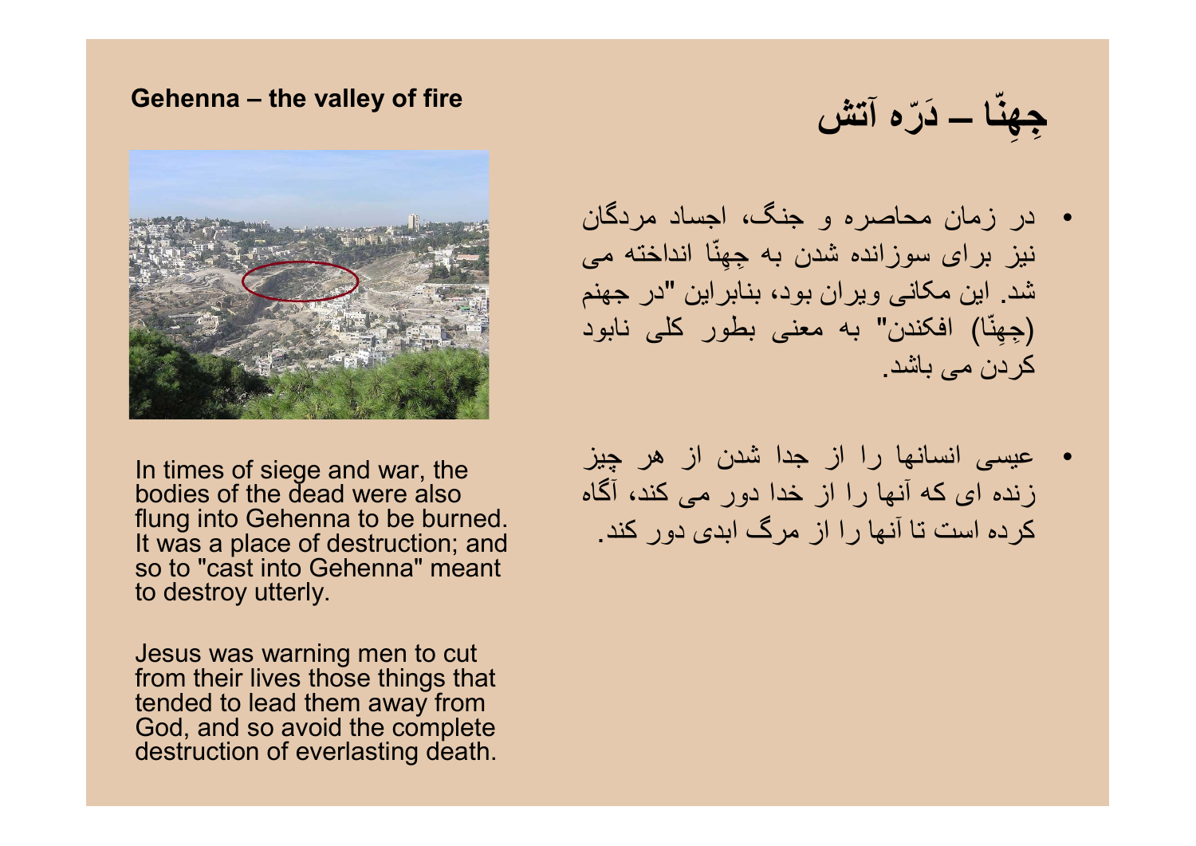## Gehenna – the valley of fire

## جِهِنّا – دَرّه آتش

In times of siege and war, the bodies of the dead were also flung into Gehenna to be burned. It was a place of destruction; and so to "cast into Gehenna" meant to destroy utterly.

Jesus was warning men to cut from their lives those things that tended to lead them away from God, and so avoid the complete destruction of everlasting death.

- در زمان محاصره و جنگ، اجساد مردگان نیز برای سوزانده شدن به جِهِنّا انداخته می شد. این مکانی ویران بود، بنابراین "در جهنم (جِهِنّا) افکندن" به معنی بطور کلی نابود کردن می باشد.

- عیسی انسانها را از جدا شدن از هر چیز زنده ای که آنها را از خدا دور می کند، آگاه کرده است تا آنها را از مرگ ابدی دور کند.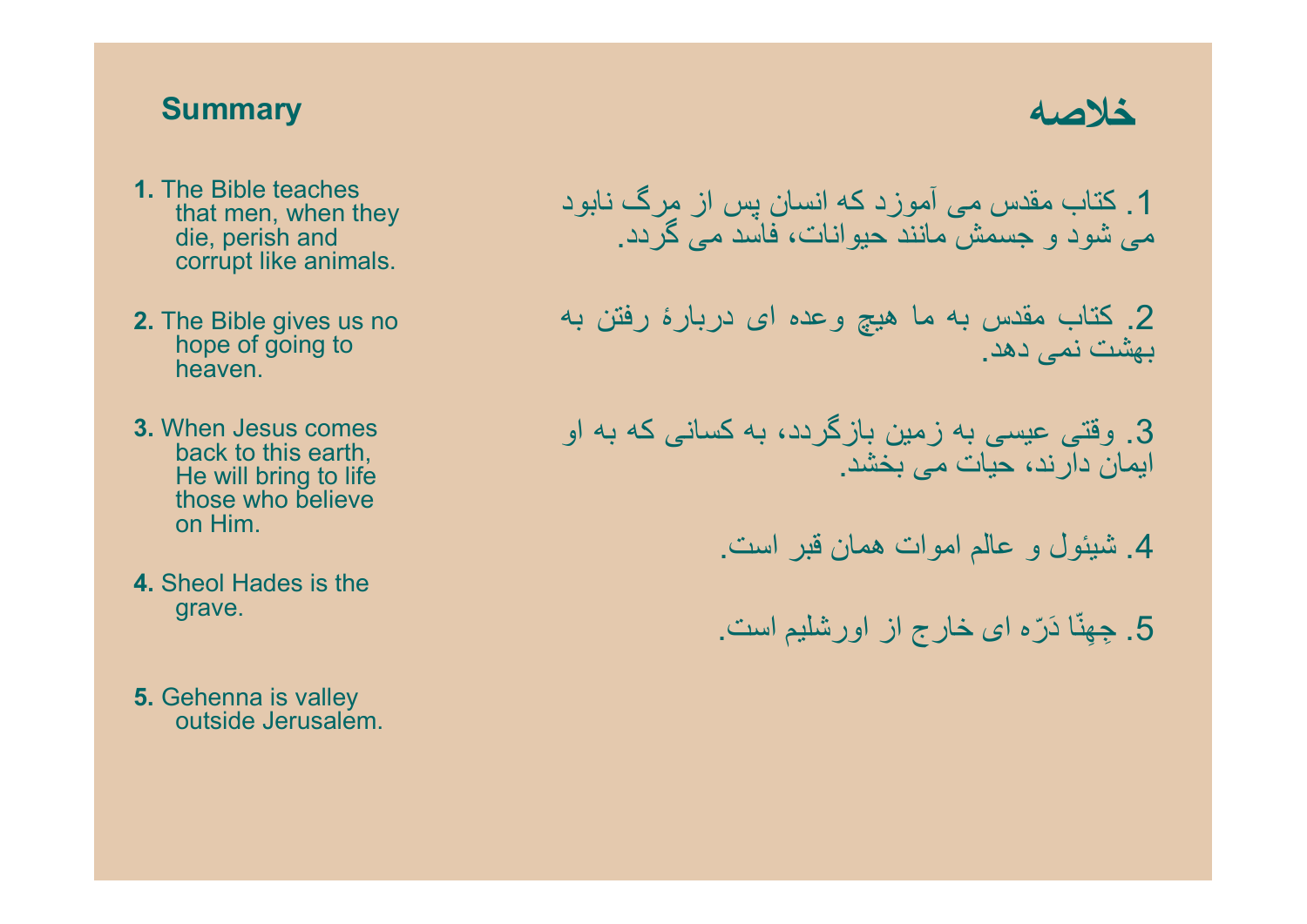## Summary

**1.** The Bible teaches that men, when they die, perish and corrupt like animals.

**2.** The Bible gives us no hope of going to heaven.

**3.** When Jesus comes back to this earth, He will bring to life those who believe on Him.

**4.** Sheol Hades is the grave.

**5.** Gehenna is valley outside Jerusalem.

## خلاصه

1. کتاب مقدس می آموزد که انسان پس از مرگ نابود می شود و جسمش مانند حیوانات، فاسد می گردد.

2. کتاب مقدس به ما هیچ وعده ای دربارهٔ رفتن به بهشت نمی دهد.

3. وقتی عیسی به زمین بازگردد، به کسانی که به او ایمان دارند، حیات می بخشد.

4. شیئول و عالم اموات همان قبر است.

5. جِهِنّا دَرّه ای خارج از اورشلیم است.